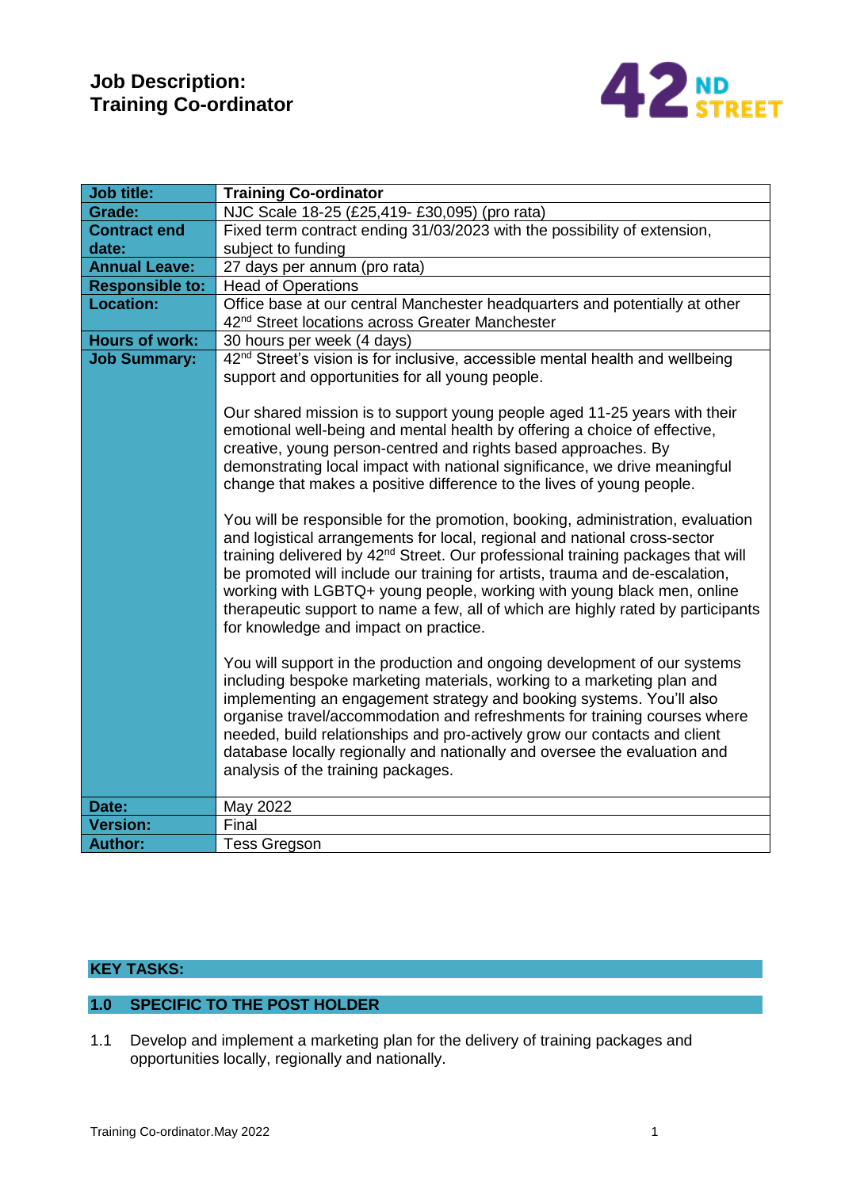# Job Description:
# Training Co-ordinator

| Job title: | **Training Co-ordinator** |
|---|---|
| **Grade:** | NJC Scale 18-25 (£25,419- £30,095) (pro rata) |
| **Contract end date:** | Fixed term contract ending 31/03/2023 with the possibility of extension, subject to funding |
| **Annual Leave:** | 27 days per annum (pro rata) |
| **Responsible to:** | Head of Operations |
| **Location:** | Office base at our central Manchester headquarters and potentially at other 42nd Street locations across Greater Manchester |
| **Hours of work:** | 30 hours per week (4 days) |
| **Job Summary:** | 42nd Street's vision is for inclusive, accessible mental health and wellbeing support and opportunities for all young people.<br><br>Our shared mission is to support young people aged 11-25 years with their emotional well-being and mental health by offering a choice of effective, creative, young person-centred and rights based approaches. By demonstrating local impact with national significance, we drive meaningful change that makes a positive difference to the lives of young people.<br><br>You will be responsible for the promotion, booking, administration, evaluation and logistical arrangements for local, regional and national cross-sector training delivered by 42nd Street. Our professional training packages that will be promoted will include our training for artists, trauma and de-escalation, working with LGBTQ+ young people, working with young black men, online therapeutic support to name a few, all of which are highly rated by participants for knowledge and impact on practice.<br><br>You will support in the production and ongoing development of our systems including bespoke marketing materials, working to a marketing plan and implementing an engagement strategy and booking systems. You'll also organise travel/accommodation and refreshments for training courses where needed, build relationships and pro-actively grow our contacts and client database locally regionally and nationally and oversee the evaluation and analysis of the training packages. |
| **Date:** | May 2022 |
| **Version:** | Final |
| **Author:** | Tess Gregson |

## KEY TASKS:

## 1.0 SPECIFIC TO THE POST HOLDER

1.1 Develop and implement a marketing plan for the delivery of training packages and opportunities locally, regionally and nationally.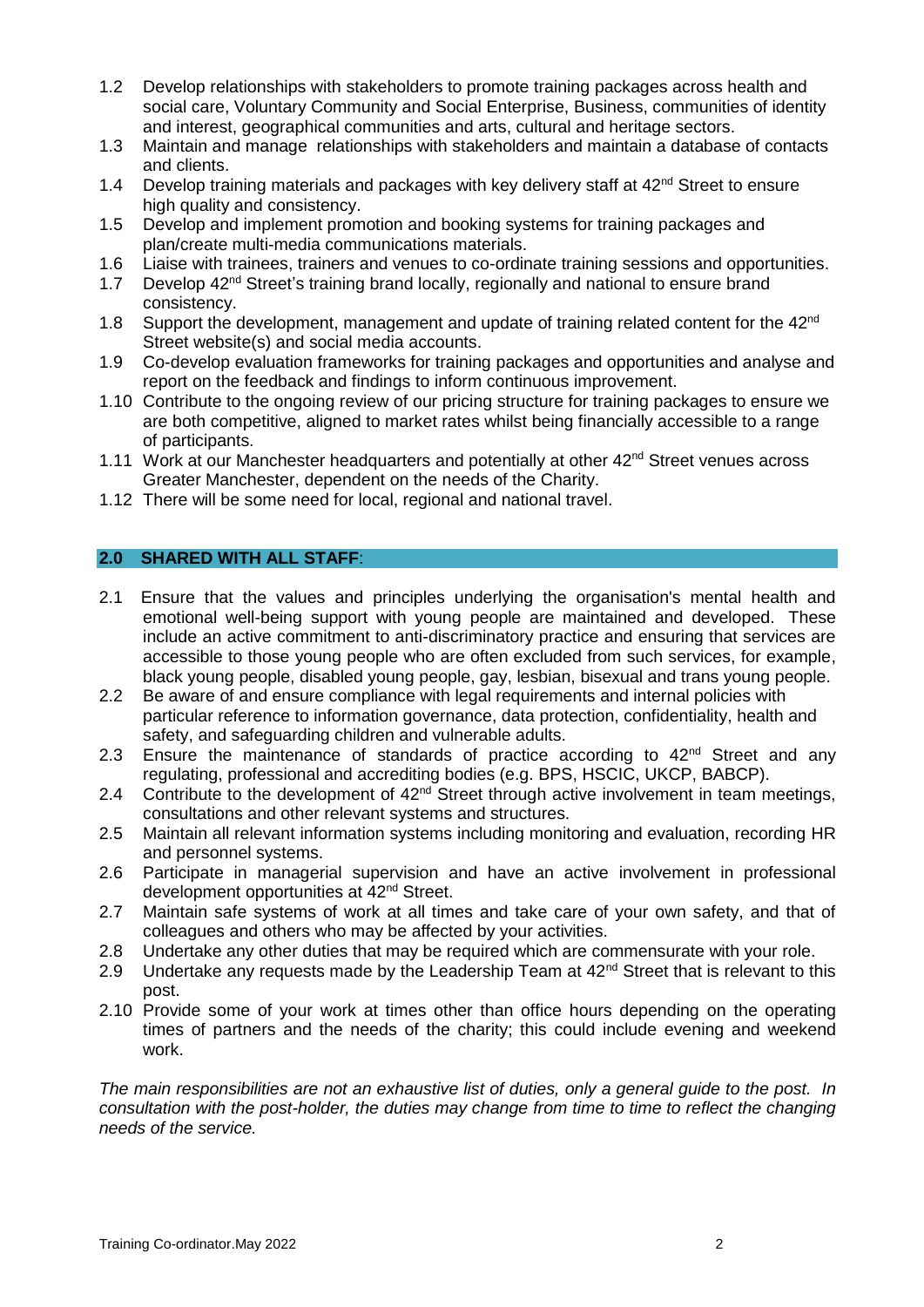1.2 Develop relationships with stakeholders to promote training packages across health and social care, Voluntary Community and Social Enterprise, Business, communities of identity and interest, geographical communities and arts, cultural and heritage sectors.

1.3 Maintain and manage relationships with stakeholders and maintain a database of contacts and clients.

1.4 Develop training materials and packages with key delivery staff at 42nd Street to ensure high quality and consistency.

1.5 Develop and implement promotion and booking systems for training packages and plan/create multi-media communications materials.

1.6 Liaise with trainees, trainers and venues to co-ordinate training sessions and opportunities.

1.7 Develop 42nd Street's training brand locally, regionally and national to ensure brand consistency.

1.8 Support the development, management and update of training related content for the 42nd Street website(s) and social media accounts.

1.9 Co-develop evaluation frameworks for training packages and opportunities and analyse and report on the feedback and findings to inform continuous improvement.

1.10 Contribute to the ongoing review of our pricing structure for training packages to ensure we are both competitive, aligned to market rates whilst being financially accessible to a range of participants.

1.11 Work at our Manchester headquarters and potentially at other 42nd Street venues across Greater Manchester, dependent on the needs of the Charity.

1.12 There will be some need for local, regional and national travel.

## 2.0 SHARED WITH ALL STAFF:

2.1 Ensure that the values and principles underlying the organisation's mental health and emotional well-being support with young people are maintained and developed. These include an active commitment to anti-discriminatory practice and ensuring that services are accessible to those young people who are often excluded from such services, for example, black young people, disabled young people, gay, lesbian, bisexual and trans young people.

2.2 Be aware of and ensure compliance with legal requirements and internal policies with particular reference to information governance, data protection, confidentiality, health and safety, and safeguarding children and vulnerable adults.

2.3 Ensure the maintenance of standards of practice according to 42nd Street and any regulating, professional and accrediting bodies (e.g. BPS, HSCIC, UKCP, BABCP).

2.4 Contribute to the development of 42nd Street through active involvement in team meetings, consultations and other relevant systems and structures.

2.5 Maintain all relevant information systems including monitoring and evaluation, recording HR and personnel systems.

2.6 Participate in managerial supervision and have an active involvement in professional development opportunities at 42nd Street.

2.7 Maintain safe systems of work at all times and take care of your own safety, and that of colleagues and others who may be affected by your activities.

2.8 Undertake any other duties that may be required which are commensurate with your role.

2.9 Undertake any requests made by the Leadership Team at 42nd Street that is relevant to this post.

2.10 Provide some of your work at times other than office hours depending on the operating times of partners and the needs of the charity; this could include evening and weekend work.

*The main responsibilities are not an exhaustive list of duties, only a general guide to the post. In consultation with the post-holder, the duties may change from time to time to reflect the changing needs of the service.*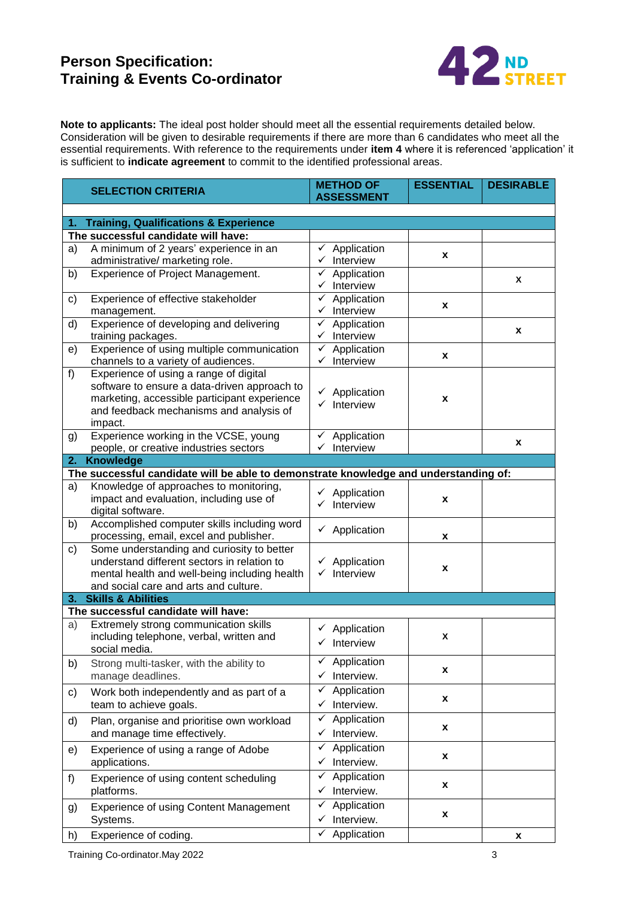# Person Specification: Training & Events Co-ordinator

**Note to applicants:** The ideal post holder should meet all the essential requirements detailed below. Consideration will be given to desirable requirements if there are more than 6 candidates who meet all the essential requirements. With reference to the requirements under **item 4** where it is referenced 'application' it is sufficient to **indicate agreement** to commit to the identified professional areas.

| SELECTION CRITERIA | METHOD OF ASSESSMENT | ESSENTIAL | DESIRABLE |
|---|---|---|---|
| **1. Training, Qualifications & Experience** | | | |
| **The successful candidate will have:** | | | |
| a) A minimum of 2 years' experience in an administrative/ marketing role. | ✓ Application ✓ Interview | x | |
| b) Experience of Project Management. | ✓ Application ✓ Interview | | x |
| c) Experience of effective stakeholder management. | ✓ Application ✓ Interview | x | |
| d) Experience of developing and delivering training packages. | ✓ Application ✓ Interview | | x |
| e) Experience of using multiple communication channels to a variety of audiences. | ✓ Application ✓ Interview | x | |
| f) Experience of using a range of digital software to ensure a data-driven approach to marketing, accessible participant experience and feedback mechanisms and analysis of impact. | ✓ Application ✓ Interview | x | |
| g) Experience working in the VCSE, young people, or creative industries sectors | ✓ Application ✓ Interview | | x |
| **2. Knowledge** | | | |
| **The successful candidate will be able to demonstrate knowledge and understanding of:** | | | |
| a) Knowledge of approaches to monitoring, impact and evaluation, including use of digital software. | ✓ Application ✓ Interview | x | |
| b) Accomplished computer skills including word processing, email, excel and publisher. | ✓ Application | x | |
| c) Some understanding and curiosity to better understand different sectors in relation to mental health and well-being including health and social care and arts and culture. | ✓ Application ✓ Interview | x | |
| **3. Skills & Abilities** | | | |
| **The successful candidate will have:** | | | |
| a) Extremely strong communication skills including telephone, verbal, written and social media. | ✓ Application ✓ Interview | x | |
| b) Strong multi-tasker, with the ability to manage deadlines. | ✓ Application ✓ Interview. | x | |
| c) Work both independently and as part of a team to achieve goals. | ✓ Application ✓ Interview. | x | |
| d) Plan, organise and prioritise own workload and manage time effectively. | ✓ Application ✓ Interview. | x | |
| e) Experience of using a range of Adobe applications. | ✓ Application ✓ Interview. | x | |
| f) Experience of using content scheduling platforms. | ✓ Application ✓ Interview. | x | |
| g) Experience of using Content Management Systems. | ✓ Application ✓ Interview. | x | |
| h) Experience of coding. | ✓ Application | | x |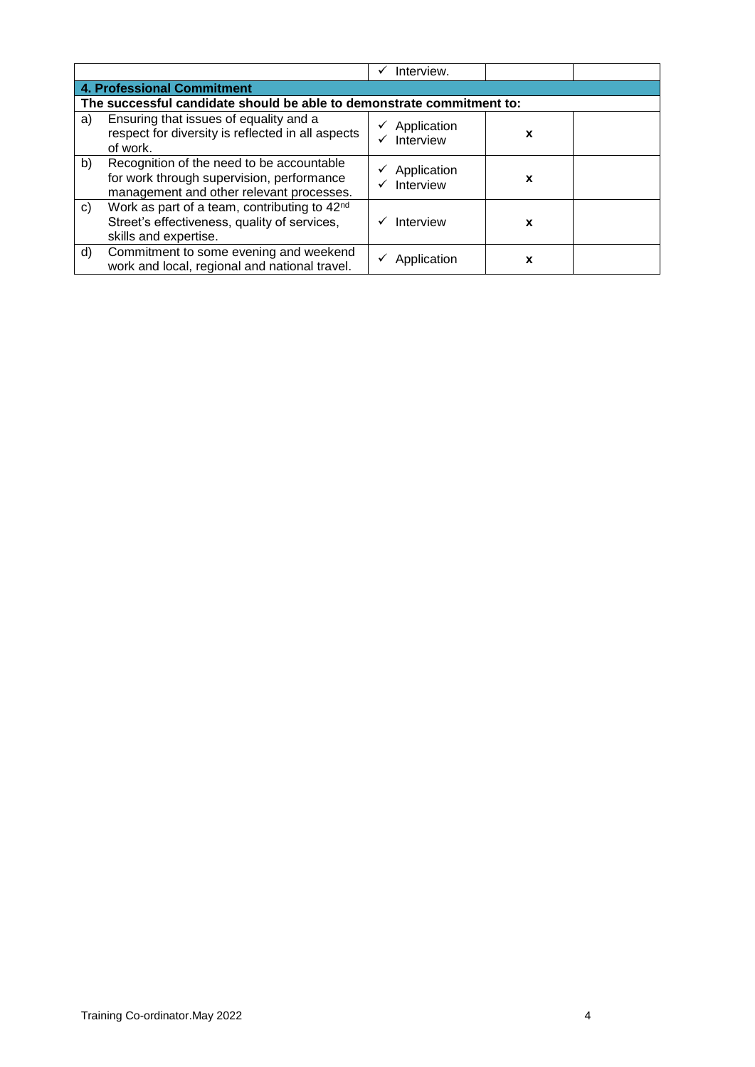| | | | | |
|---|---|---|---|---|
| | | ✓ Interview. | | |
| **4. Professional Commitment** | | | | |
| **The successful candidate should be able to demonstrate commitment to:** | | | | |
| a) | Ensuring that issues of equality and a respect for diversity is reflected in all aspects of work. | ✓ Application<br>✓ Interview | x | |
| b) | Recognition of the need to be accountable for work through supervision, performance management and other relevant processes. | ✓ Application<br>✓ Interview | x | |
| c) | Work as part of a team, contributing to 42nd Street's effectiveness, quality of services, skills and expertise. | ✓ Interview | x | |
| d) | Commitment to some evening and weekend work and local, regional and national travel. | ✓ Application | x | |

Training Co-ordinator.May 2022